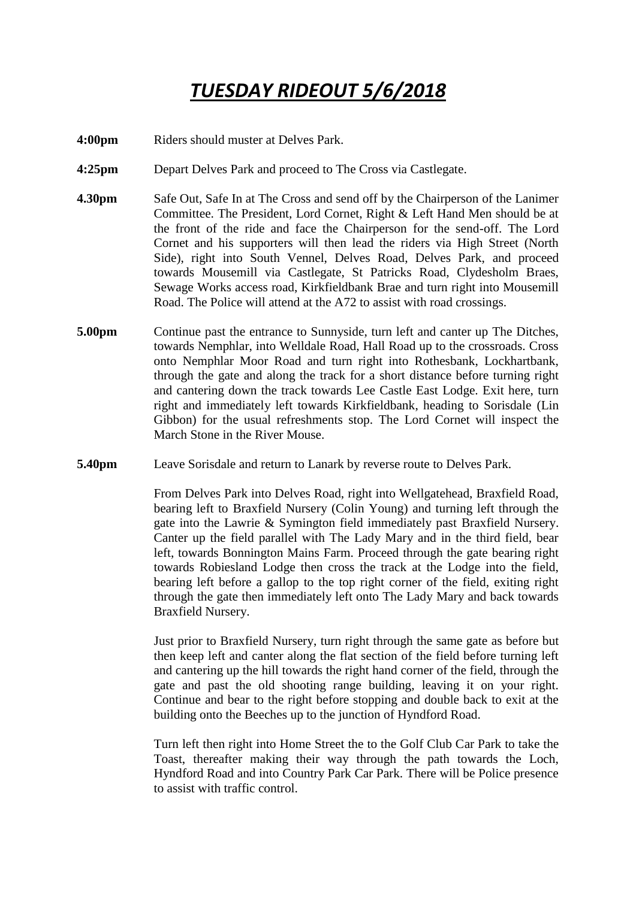# *TUESDAY RIDEOUT 5/6/2018*

**4:00pm** Riders should muster at Delves Park.

**4:25pm** Depart Delves Park and proceed to The Cross via Castlegate.

**4.30pm** Safe Out, Safe In at The Cross and send off by the Chairperson of the Lanimer Committee. The President, Lord Cornet, Right & Left Hand Men should be at the front of the ride and face the Chairperson for the send-off. The Lord Cornet and his supporters will then lead the riders via High Street (North Side), right into South Vennel, Delves Road, Delves Park, and proceed towards Mousemill via Castlegate, St Patricks Road, Clydesholm Braes, Sewage Works access road, Kirkfieldbank Brae and turn right into Mousemill Road. The Police will attend at the A72 to assist with road crossings.

**5.00pm** Continue past the entrance to Sunnyside, turn left and canter up The Ditches, towards Nemphlar, into Welldale Road, Hall Road up to the crossroads. Cross onto Nemphlar Moor Road and turn right into Rothesbank, Lockhartbank, through the gate and along the track for a short distance before turning right and cantering down the track towards Lee Castle East Lodge. Exit here, turn right and immediately left towards Kirkfieldbank, heading to Sorisdale (Lin Gibbon) for the usual refreshments stop. The Lord Cornet will inspect the March Stone in the River Mouse.

**5.40pm** Leave Sorisdale and return to Lanark by reverse route to Delves Park.

From Delves Park into Delves Road, right into Wellgatehead, Braxfield Road, bearing left to Braxfield Nursery (Colin Young) and turning left through the gate into the Lawrie & Symington field immediately past Braxfield Nursery. Canter up the field parallel with The Lady Mary and in the third field, bear left, towards Bonnington Mains Farm. Proceed through the gate bearing right towards Robiesland Lodge then cross the track at the Lodge into the field, bearing left before a gallop to the top right corner of the field, exiting right through the gate then immediately left onto The Lady Mary and back towards Braxfield Nursery.

Just prior to Braxfield Nursery, turn right through the same gate as before but then keep left and canter along the flat section of the field before turning left and cantering up the hill towards the right hand corner of the field, through the gate and past the old shooting range building, leaving it on your right. Continue and bear to the right before stopping and double back to exit at the building onto the Beeches up to the junction of Hyndford Road.

Turn left then right into Home Street the to the Golf Club Car Park to take the Toast, thereafter making their way through the path towards the Loch, Hyndford Road and into Country Park Car Park. There will be Police presence to assist with traffic control.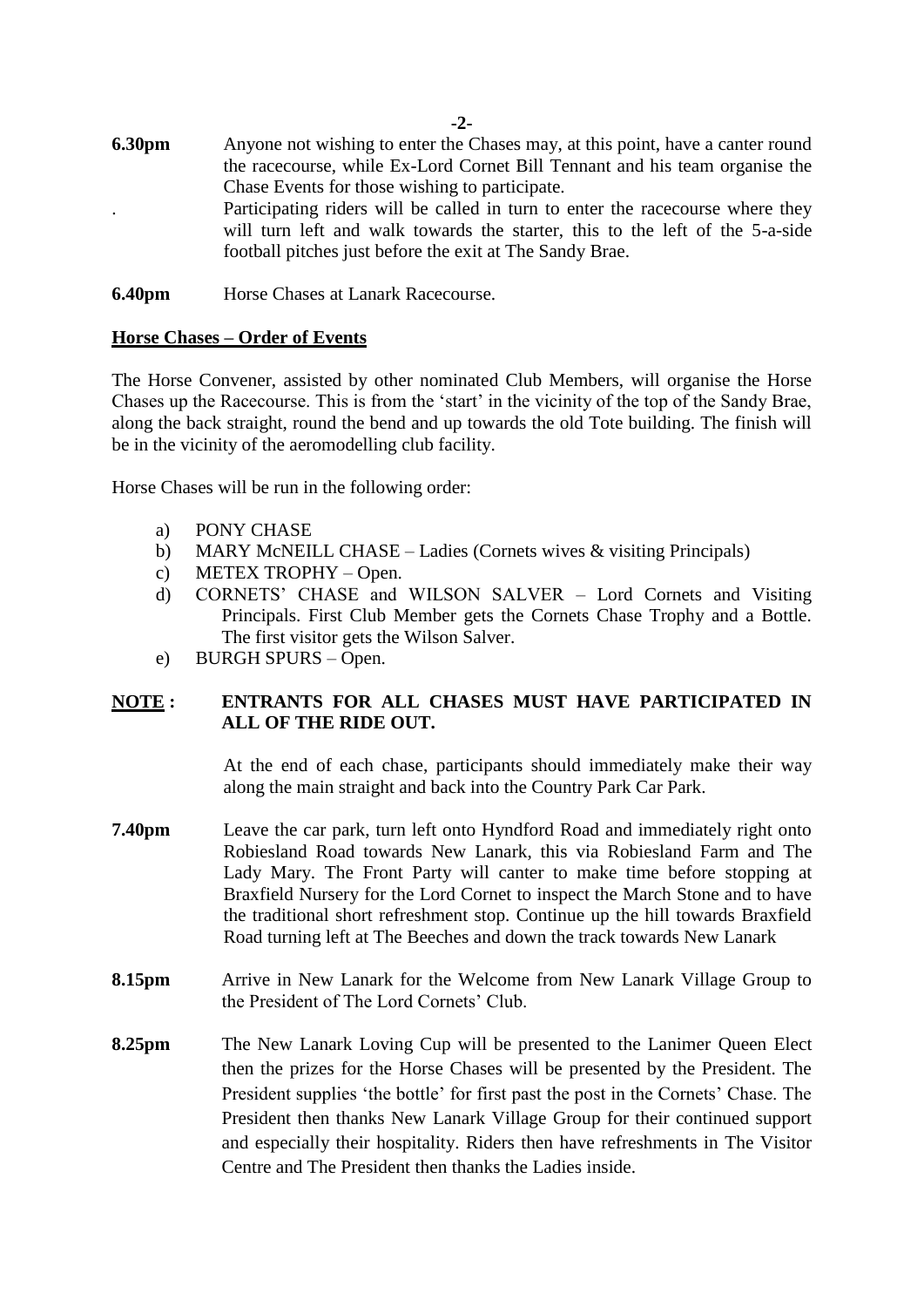**6.30pm** Anyone not wishing to enter the Chases may, at this point, have a canter round the racecourse, while Ex-Lord Cornet Bill Tennant and his team organise the Chase Events for those wishing to participate.

. Participating riders will be called in turn to enter the racecourse where they will turn left and walk towards the starter, this to the left of the 5-a-side football pitches just before the exit at The Sandy Brae.

**6.40pm** Horse Chases at Lanark Racecourse.

**Horse Chases – Order of Events**

The Horse Convener, assisted by other nominated Club Members, will organise the Horse Chases up the Racecourse. This is from the 'start' in the vicinity of the top of the Sandy Brae, along the back straight, round the bend and up towards the old Tote building. The finish will be in the vicinity of the aeromodelling club facility.

Horse Chases will be run in the following order:

a) PONY CHASE
b) MARY McNEILL CHASE – Ladies (Cornets wives & visiting Principals)
c) METEX TROPHY – Open.
d) CORNETS' CHASE and WILSON SALVER – Lord Cornets and Visiting Principals. First Club Member gets the Cornets Chase Trophy and a Bottle. The first visitor gets the Wilson Salver.
e) BURGH SPURS – Open.

**NOTE : ENTRANTS FOR ALL CHASES MUST HAVE PARTICIPATED IN ALL OF THE RIDE OUT.**

At the end of each chase, participants should immediately make their way along the main straight and back into the Country Park Car Park.

**7.40pm** Leave the car park, turn left onto Hyndford Road and immediately right onto Robiesland Road towards New Lanark, this via Robiesland Farm and The Lady Mary. The Front Party will canter to make time before stopping at Braxfield Nursery for the Lord Cornet to inspect the March Stone and to have the traditional short refreshment stop. Continue up the hill towards Braxfield Road turning left at The Beeches and down the track towards New Lanark

**8.15pm** Arrive in New Lanark for the Welcome from New Lanark Village Group to the President of The Lord Cornets' Club.

**8.25pm** The New Lanark Loving Cup will be presented to the Lanimer Queen Elect then the prizes for the Horse Chases will be presented by the President. The President supplies 'the bottle' for first past the post in the Cornets' Chase. The President then thanks New Lanark Village Group for their continued support and especially their hospitality. Riders then have refreshments in The Visitor Centre and The President then thanks the Ladies inside.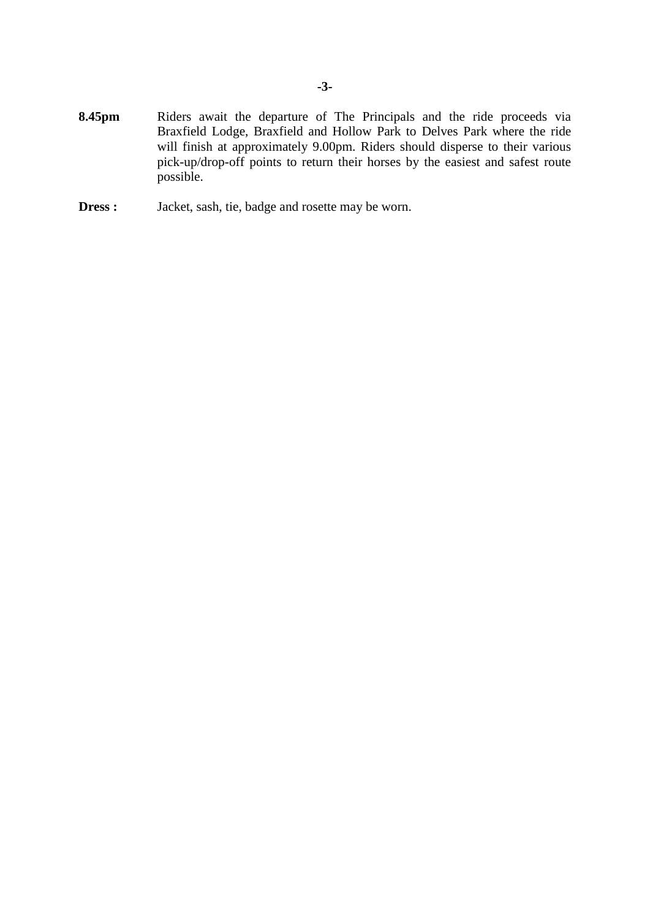**8.45pm** Riders await the departure of The Principals and the ride proceeds via Braxfield Lodge, Braxfield and Hollow Park to Delves Park where the ride will finish at approximately 9.00pm. Riders should disperse to their various pick-up/drop-off points to return their horses by the easiest and safest route possible.

**Dress :** Jacket, sash, tie, badge and rosette may be worn.